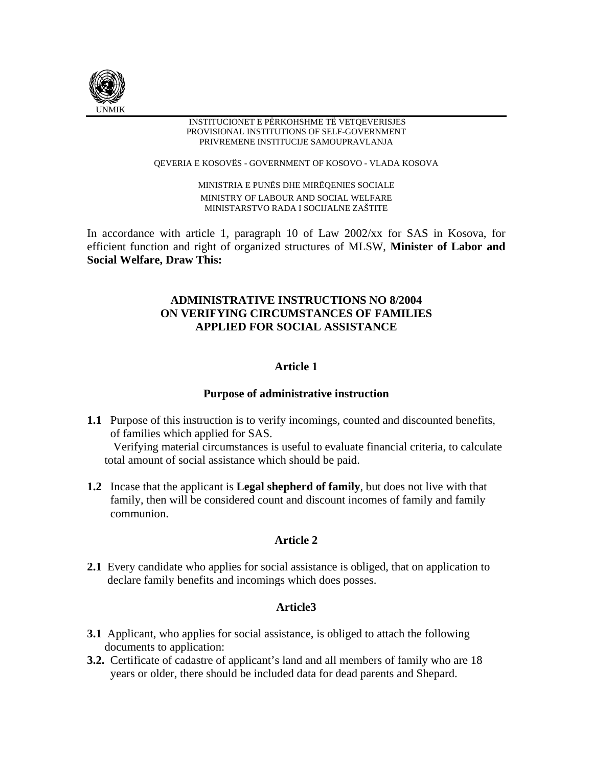UNMIK

INSTITUCIONET E PËRKOHSHME TË VETQEVERISJES
PROVISIONAL INSTITUTIONS OF SELF-GOVERNMENT
PRIVREMENE INSTITUCIJE SAMOUPRAVLANJA

QEVERIA E KOSOVËS - GOVERNMENT OF KOSOVO - VLADA KOSOVA

MINISTRIA E PUNËS DHE MIRËQENIES SOCIALE
MINISTRY OF LABOUR AND SOCIAL WELFARE
MINISTARSTVO RADA I SOCIJALNE ZAŠTITE

In accordance with article 1, paragraph 10 of Law 2002/xx for SAS in Kosova, for efficient function and right of organized structures of MLSW, **Minister of Labor and Social Welfare, Draw This:**

# ADMINISTRATIVE INSTRUCTIONS NO 8/2004 ON VERIFYING CIRCUMSTANCES OF FAMILIES APPLIED FOR SOCIAL ASSISTANCE

## Article 1

### Purpose of administrative instruction

**1.1** Purpose of this instruction is to verify incomings, counted and discounted benefits, of families which applied for SAS.
Verifying material circumstances is useful to evaluate financial criteria, to calculate total amount of social assistance which should be paid.

**1.2** Incase that the applicant is **Legal shepherd of family**, but does not live with that family, then will be considered count and discount incomes of family and family communion.

## Article 2

**2.1** Every candidate who applies for social assistance is obliged, that on application to declare family benefits and incomings which does posses.

## Article3

**3.1** Applicant, who applies for social assistance, is obliged to attach the following documents to application:

**3.2.** Certificate of cadastre of applicant's land and all members of family who are 18 years or older, there should be included data for dead parents and Shepard.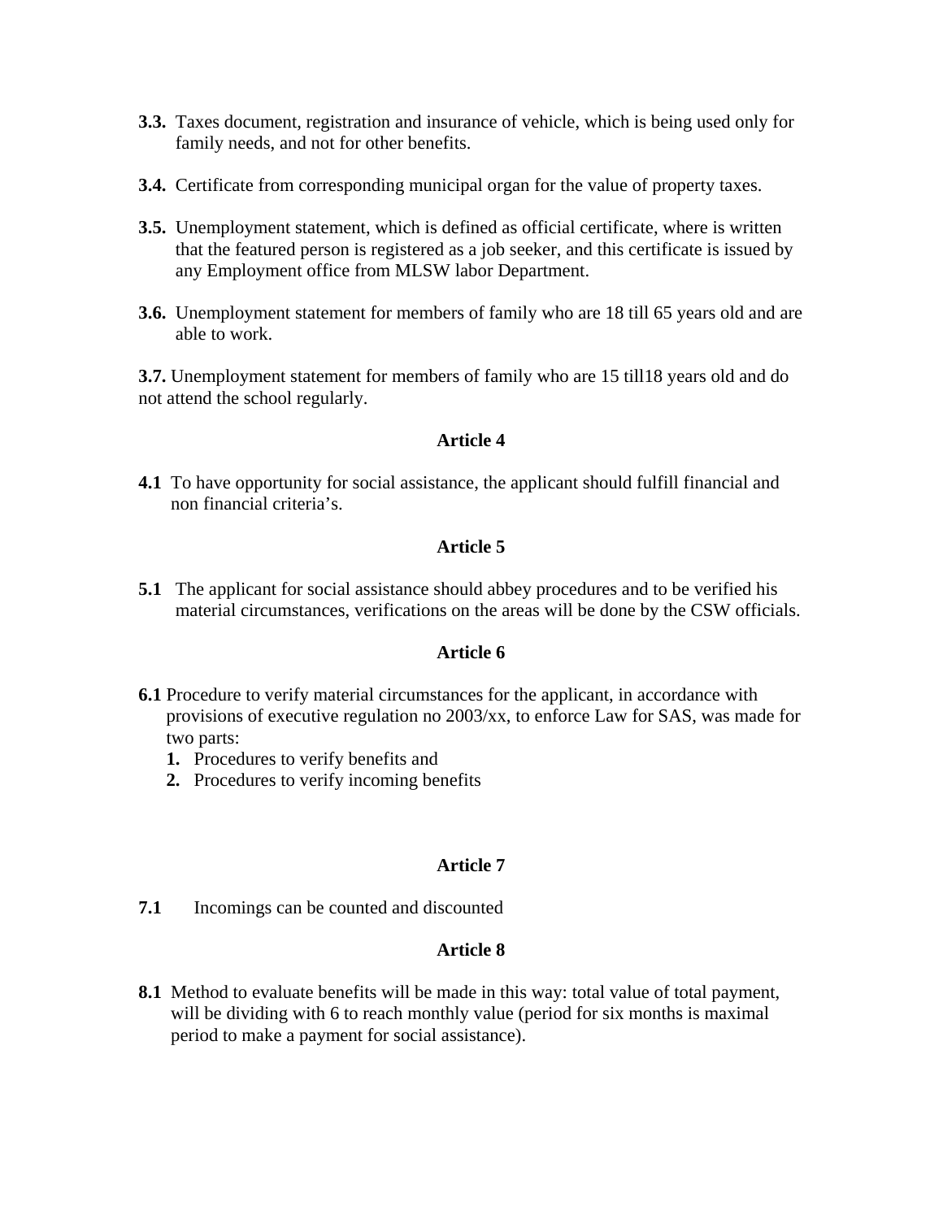**3.3.** Taxes document, registration and insurance of vehicle, which is being used only for family needs, and not for other benefits.

**3.4.** Certificate from corresponding municipal organ for the value of property taxes.

**3.5.** Unemployment statement, which is defined as official certificate, where is written that the featured person is registered as a job seeker, and this certificate is issued by any Employment office from MLSW labor Department.

**3.6.** Unemployment statement for members of family who are 18 till 65 years old and are able to work.

**3.7.** Unemployment statement for members of family who are 15 till18 years old and do not attend the school regularly.

**Article 4**

**4.1** To have opportunity for social assistance, the applicant should fulfill financial and non financial criteria's.

**Article 5**

**5.1** The applicant for social assistance should abbey procedures and to be verified his material circumstances, verifications on the areas will be done by the CSW officials.

**Article 6**

**6.1** Procedure to verify material circumstances for the applicant, in accordance with provisions of executive regulation no 2003/xx, to enforce Law for SAS, was made for two parts:

1. Procedures to verify benefits and
2. Procedures to verify incoming benefits

**Article 7**

**7.1** Incomings can be counted and discounted

**Article 8**

**8.1** Method to evaluate benefits will be made in this way: total value of total payment, will be dividing with 6 to reach monthly value (period for six months is maximal period to make a payment for social assistance).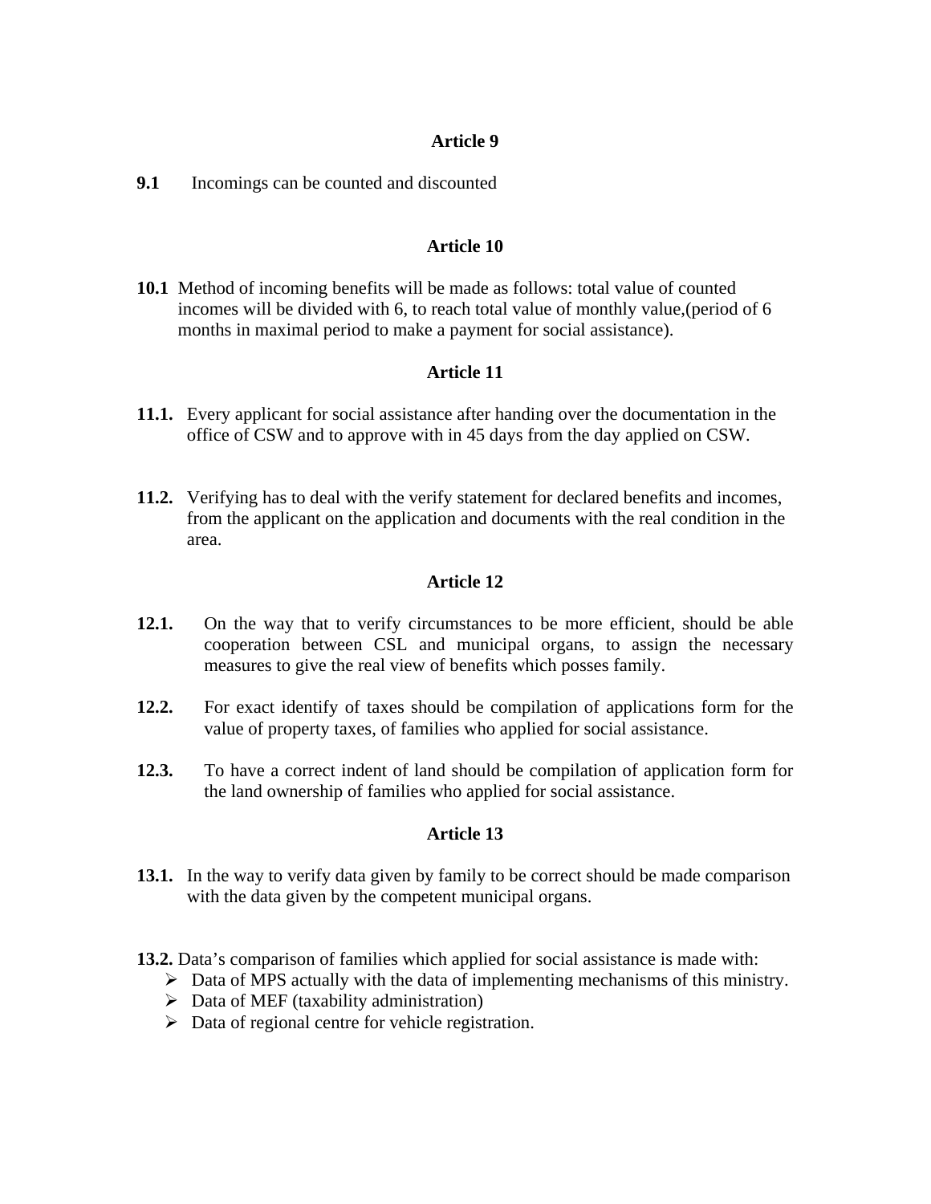## Article 9

**9.1** Incomings can be counted and discounted

## Article 10

**10.1** Method of incoming benefits will be made as follows: total value of counted incomes will be divided with 6, to reach total value of monthly value,(period of 6 months in maximal period to make a payment for social assistance).

## Article 11

**11.1.** Every applicant for social assistance after handing over the documentation in the office of CSW and to approve with in 45 days from the day applied on CSW.

**11.2.** Verifying has to deal with the verify statement for declared benefits and incomes, from the applicant on the application and documents with the real condition in the area.

## Article 12

**12.1.** On the way that to verify circumstances to be more efficient, should be able cooperation between CSL and municipal organs, to assign the necessary measures to give the real view of benefits which posses family.

**12.2.** For exact identify of taxes should be compilation of applications form for the value of property taxes, of families who applied for social assistance.

**12.3.** To have a correct indent of land should be compilation of application form for the land ownership of families who applied for social assistance.

## Article 13

**13.1.** In the way to verify data given by family to be correct should be made comparison with the data given by the competent municipal organs.

**13.2.** Data's comparison of families which applied for social assistance is made with:

- Data of MPS actually with the data of implementing mechanisms of this ministry.
- Data of MEF (taxability administration)
- Data of regional centre for vehicle registration.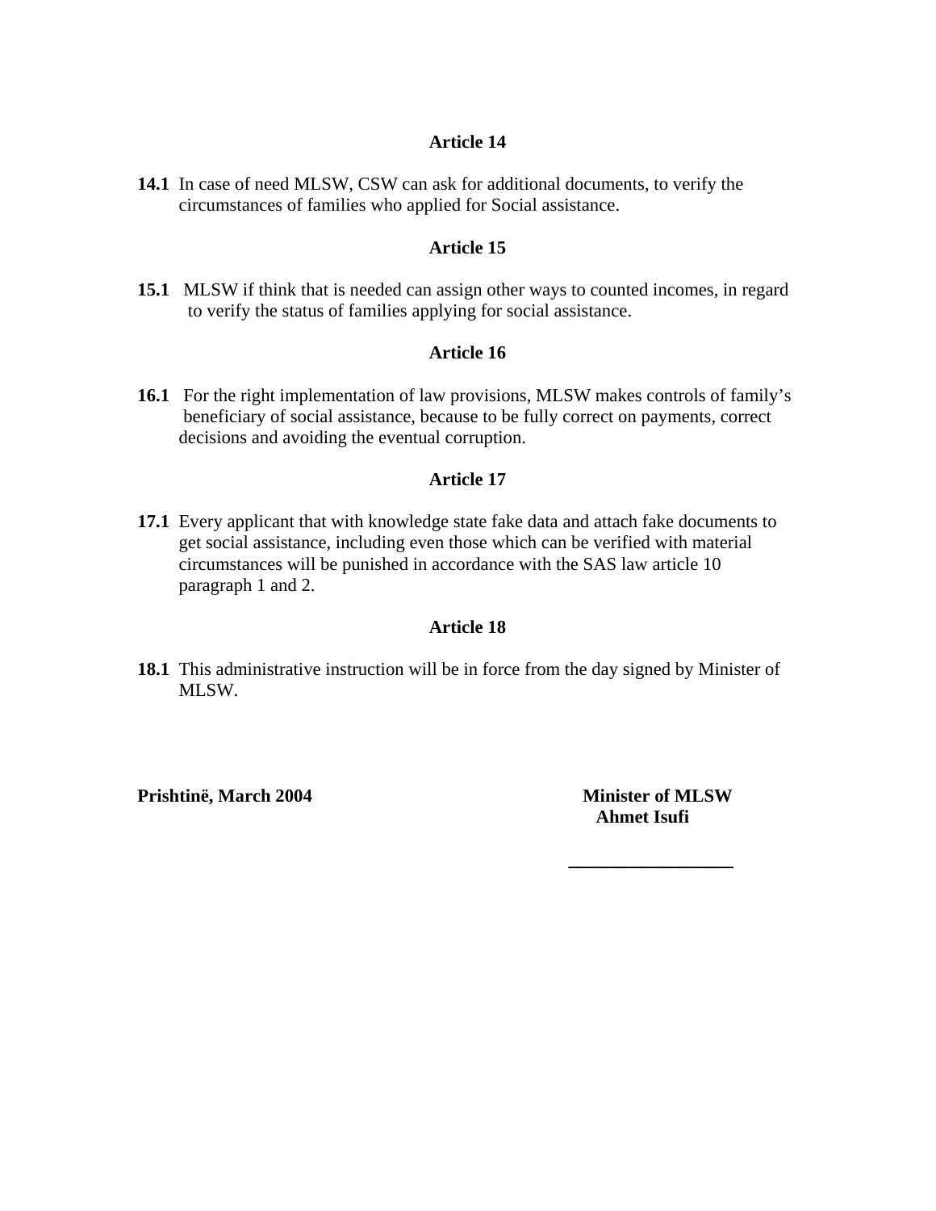**Article 14**

**14.1** In case of need MLSW, CSW can ask for additional documents, to verify the circumstances of families who applied for Social assistance.

**Article 15**

**15.1** MLSW if think that is needed can assign other ways to counted incomes, in regard to verify the status of families applying for social assistance.

**Article 16**

**16.1** For the right implementation of law provisions, MLSW makes controls of family's beneficiary of social assistance, because to be fully correct on payments, correct decisions and avoiding the eventual corruption.

**Article 17**

**17.1** Every applicant that with knowledge state fake data and attach fake documents to get social assistance, including even those which can be verified with material circumstances will be punished in accordance with the SAS law article 10 paragraph 1 and 2.

**Article 18**

**18.1** This administrative instruction will be in force from the day signed by Minister of MLSW.

**Prishtinë, March 2004**

**Minister of MLSW**
**Ahmet Isufi**

__________________